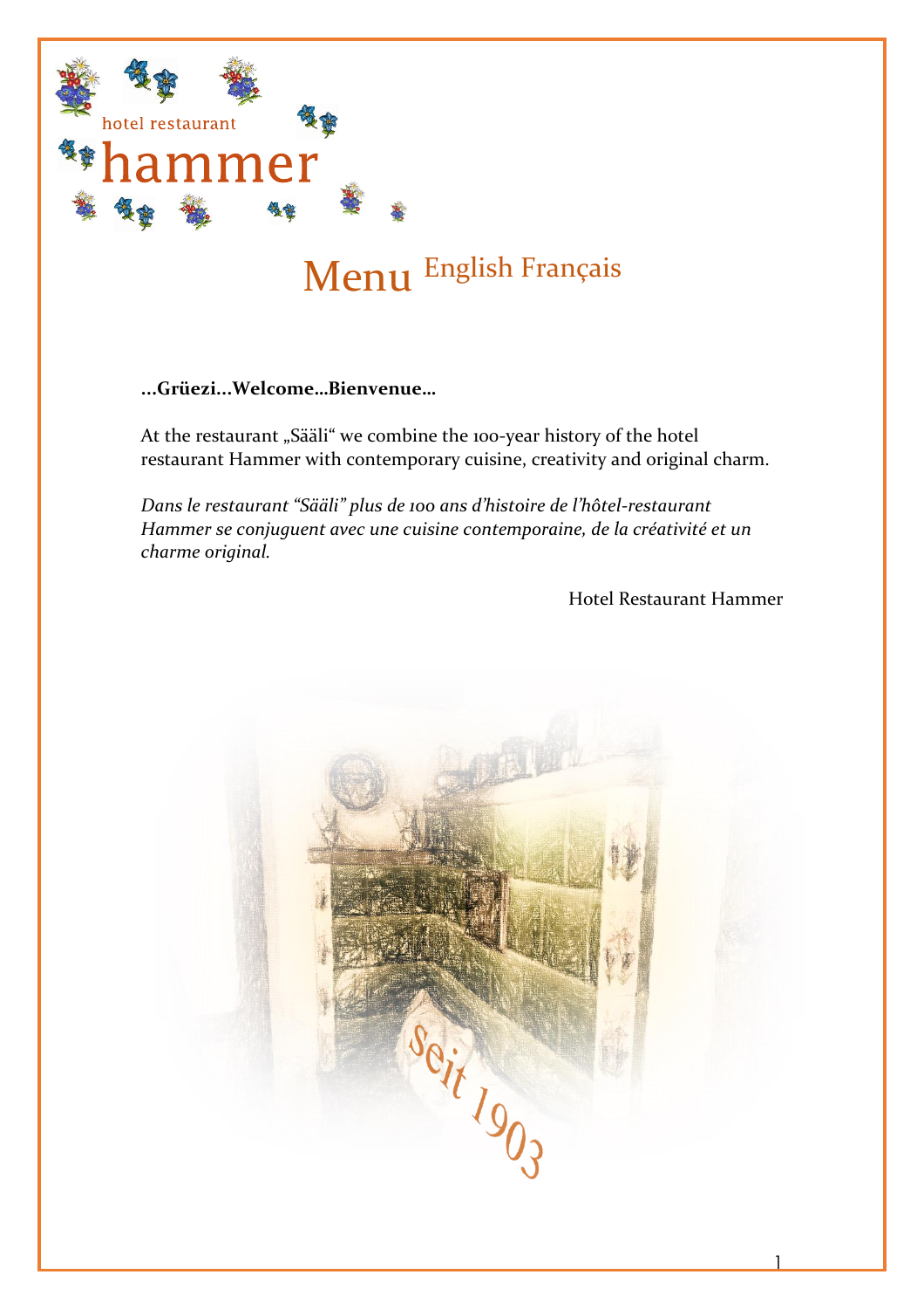hotel restaurant

# hammer

# Menu English Français

**...Grüezi...Welcome...Bienvenue...**

At the restaurant „Sääli" we combine the 100-year history of the hotel restaurant Hammer with contemporary cuisine, creativity and original charm.

*Dans le restaurant "Sääli" plus de 100 ans d'histoire de l'hôtel-restaurant Hammer se conjuguent avec une cuisine contemporaine, de la créativité et un charme original.*

Hotel Restaurant Hammer

seit 1903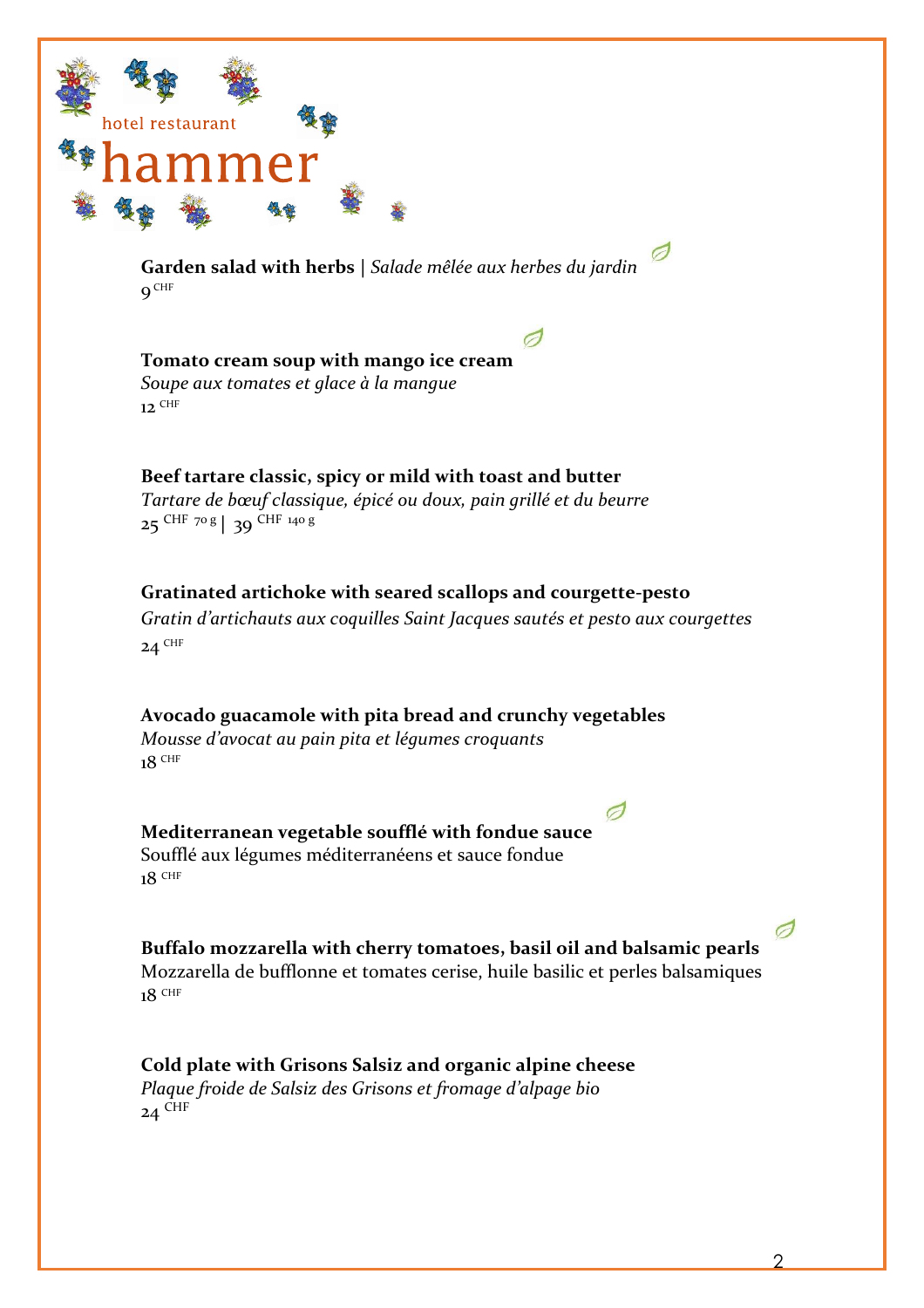hotel restaurant

# hammer

**Garden salad with herbs** | *Salade mêlée aux herbes du jardin*
9 CHF

**Tomato cream soup with mango ice cream**
*Soupe aux tomates et glace à la mangue*
12 CHF

**Beef tartare classic, spicy or mild with toast and butter**
*Tartare de bœuf classique, épicé ou doux, pain grillé et du beurre*
25 CHF 70 g | 39 CHF 140 g

**Gratinated artichoke with seared scallops and courgette-pesto**
*Gratin d'artichauts aux coquilles Saint Jacques sautés et pesto aux courgettes*
24 CHF

**Avocado guacamole with pita bread and crunchy vegetables**
*Mousse d'avocat au pain pita et légumes croquants*
18 CHF

**Mediterranean vegetable soufflé with fondue sauce**
Soufflé aux légumes méditerranéens et sauce fondue
18 CHF

**Buffalo mozzarella with cherry tomatoes, basil oil and balsamic pearls**
Mozzarella de bufflonne et tomates cerise, huile basilic et perles balsamiques
18 CHF

**Cold plate with Grisons Salsiz and organic alpine cheese**
*Plaque froide de Salsiz des Grisons et fromage d'alpage bio*
24 CHF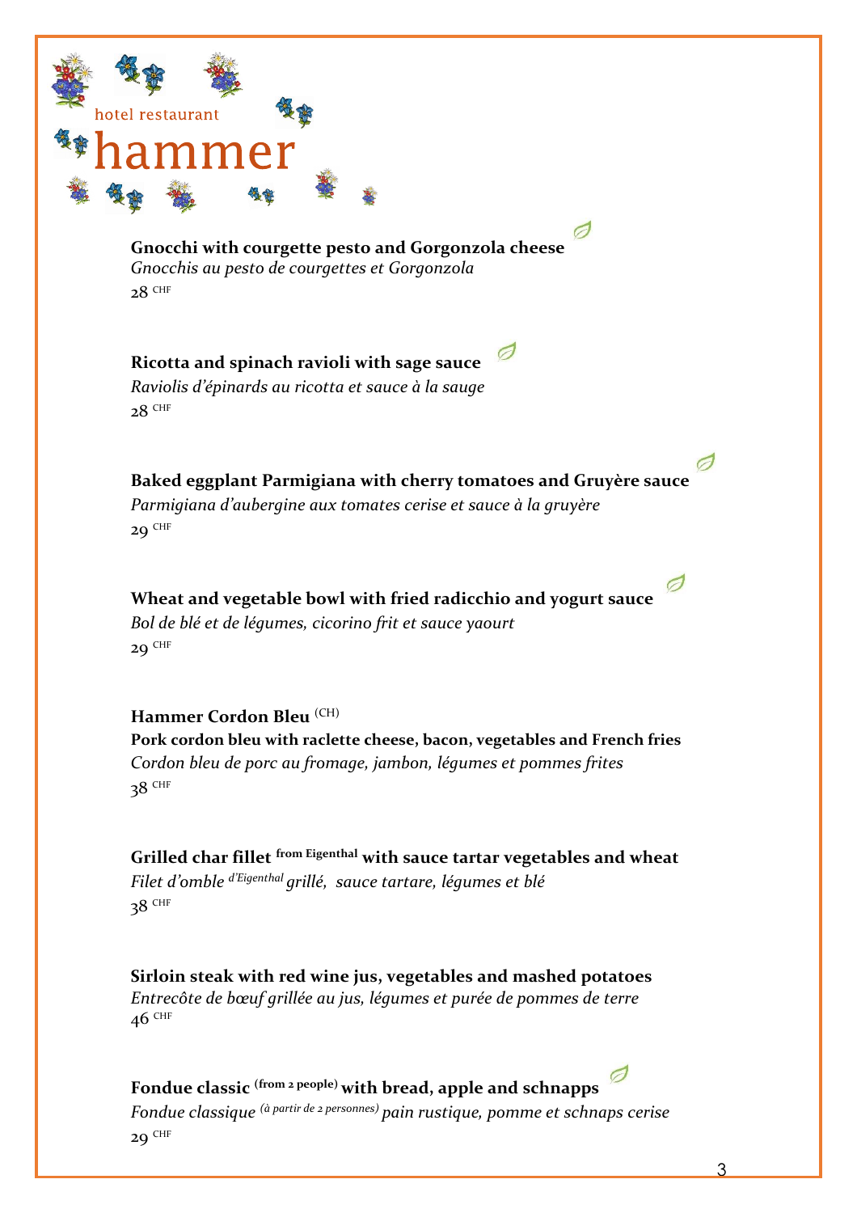hotel restaurant

# hammer

**Gnocchi with courgette pesto and Gorgonzola cheese**
*Gnocchis au pesto de courgettes et Gorgonzola*
28 CHF

**Ricotta and spinach ravioli with sage sauce**
*Raviolis d'épinards au ricotta et sauce à la sauge*
28 CHF

**Baked eggplant Parmigiana with cherry tomatoes and Gruyère sauce**
*Parmigiana d'aubergine aux tomates cerise et sauce à la gruyère*
29 CHF

**Wheat and vegetable bowl with fried radicchio and yogurt sauce**
*Bol de blé et de légumes, cicorino frit et sauce yaourt*
29 CHF

**Hammer Cordon Bleu (CH)**
**Pork cordon bleu with raclette cheese, bacon, vegetables and French fries**
*Cordon bleu de porc au fromage, jambon, légumes et pommes frites*
38 CHF

**Grilled char fillet from Eigenthal with sauce tartar vegetables and wheat**
*Filet d'omble d'Eigenthal grillé, sauce tartare, légumes et blé*
38 CHF

**Sirloin steak with red wine jus, vegetables and mashed potatoes**
*Entrecôte de bœuf grillée au jus, légumes et purée de pommes de terre*
46 CHF

**Fondue classic (from 2 people) with bread, apple and schnapps**
*Fondue classique (à partir de 2 personnes) pain rustique, pomme et schnaps cerise*
29 CHF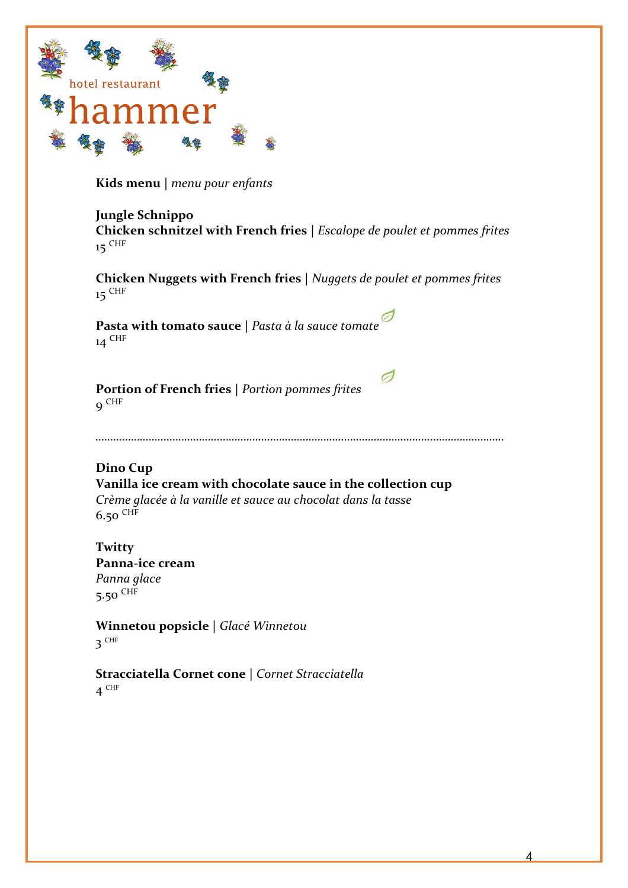hotel restaurant

# hammer

**Kids menu** | *menu pour enfants*

**Jungle Schnippo**
**Chicken schnitzel with French fries** | *Escalope de poulet et pommes frites*
15 CHF

**Chicken Nuggets with French fries** | *Nuggets de poulet et pommes frites*
15 CHF

**Pasta with tomato sauce** | *Pasta à la sauce tomate*
14 CHF

**Portion of French fries** | *Portion pommes frites*
9 CHF

---

**Dino Cup**
**Vanilla ice cream with chocolate sauce in the collection cup**
*Crème glacée à la vanille et sauce au chocolat dans la tasse*
6.50 CHF

**Twitty**
**Panna-ice cream**
*Panna glace*
5.50 CHF

**Winnetou popsicle** | *Glacé Winnetou*
3 CHF

**Stracciatella Cornet cone** | *Cornet Stracciatella*
4 CHF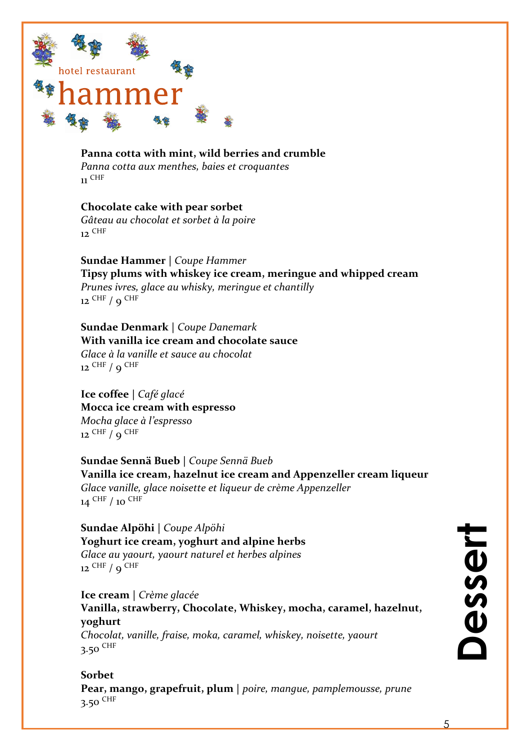hotel restaurant

# hammer

# Dessert

**Panna cotta with mint, wild berries and crumble**
*Panna cotta aux menthes, baies et croquantes*
11 CHF

**Chocolate cake with pear sorbet**
*Gâteau au chocolat et sorbet à la poire*
12 CHF

**Sundae Hammer** | *Coupe Hammer*
**Tipsy plums with whiskey ice cream, meringue and whipped cream**
*Prunes ivres, glace au whisky, meringue et chantilly*
12 CHF / 9 CHF

**Sundae Denmark** | *Coupe Danemark*
**With vanilla ice cream and chocolate sauce**
*Glace à la vanille et sauce au chocolat*
12 CHF / 9 CHF

**Ice coffee** | *Café glacé*
**Mocca ice cream with espresso**
*Mocha glace à l'espresso*
12 CHF / 9 CHF

**Sundae Sennä Bueb** | *Coupe Sennä Bueb*
**Vanilla ice cream, hazelnut ice cream and Appenzeller cream liqueur**
*Glace vanille, glace noisette et liqueur de crème Appenzeller*
14 CHF / 10 CHF

**Sundae Alpöhi** | *Coupe Alpöhi*
**Yoghurt ice cream, yoghurt and alpine herbs**
*Glace au yaourt, yaourt naturel et herbes alpines*
12 CHF / 9 CHF

**Ice cream** | *Crème glacée*
**Vanilla, strawberry, Chocolate, Whiskey, mocha, caramel, hazelnut, yoghurt**
*Chocolat, vanille, fraise, moka, caramel, whiskey, noisette, yaourt*
3.50 CHF

**Sorbet**
**Pear, mango, grapefruit, plum** | *poire, mangue, pamplemousse, prune*
3.50 CHF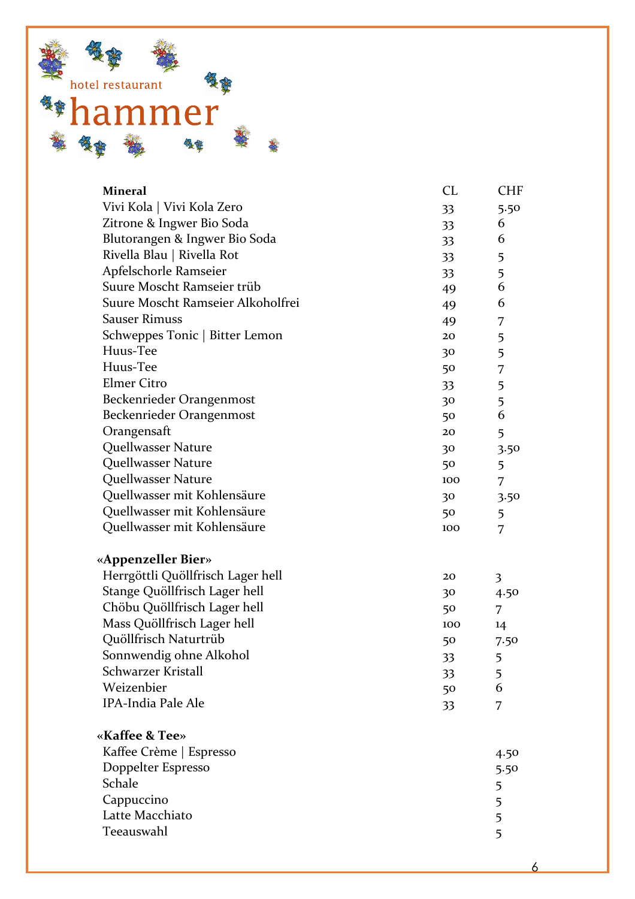hotel restaurant

# hammer

| Mineral | CL | CHF |
|---|---|---|
| Vivi Kola \| Vivi Kola Zero | 33 | 5.50 |
| Zitrone & Ingwer Bio Soda | 33 | 6 |
| Blutorangen & Ingwer Bio Soda | 33 | 6 |
| Rivella Blau \| Rivella Rot | 33 | 5 |
| Apfelschorle Ramseier | 33 | 5 |
| Suure Moscht Ramseier trüb | 49 | 6 |
| Suure Moscht Ramseier Alkoholfrei | 49 | 6 |
| Sauser Rimuss | 49 | 7 |
| Schweppes Tonic \| Bitter Lemon | 20 | 5 |
| Huus-Tee | 30 | 5 |
| Huus-Tee | 50 | 7 |
| Elmer Citro | 33 | 5 |
| Beckenrieder Orangenmost | 30 | 5 |
| Beckenrieder Orangenmost | 50 | 6 |
| Orangensaft | 20 | 5 |
| Quellwasser Nature | 30 | 3.50 |
| Quellwasser Nature | 50 | 5 |
| Quellwasser Nature | 100 | 7 |
| Quellwasser mit Kohlensäure | 30 | 3.50 |
| Quellwasser mit Kohlensäure | 50 | 5 |
| Quellwasser mit Kohlensäure | 100 | 7 |

| «Appenzeller Bier» | CL | CHF |
|---|---|---|
| Herrgöttli Quöllfrisch Lager hell | 20 | 3 |
| Stange Quöllfrisch Lager hell | 30 | 4.50 |
| Chöbu Quöllfrisch Lager hell | 50 | 7 |
| Mass Quöllfrisch Lager hell | 100 | 14 |
| Quöllfrisch Naturtrüb | 50 | 7.50 |
| Sonnwendig ohne Alkohol | 33 | 5 |
| Schwarzer Kristall | 33 | 5 |
| Weizenbier | 50 | 6 |
| IPA-India Pale Ale | 33 | 7 |

| «Kaffee & Tee» | CHF |
|---|---|
| Kaffee Crème \| Espresso | 4.50 |
| Doppelter Espresso | 5.50 |
| Schale | 5 |
| Cappuccino | 5 |
| Latte Macchiato | 5 |
| Teeauswahl | 5 |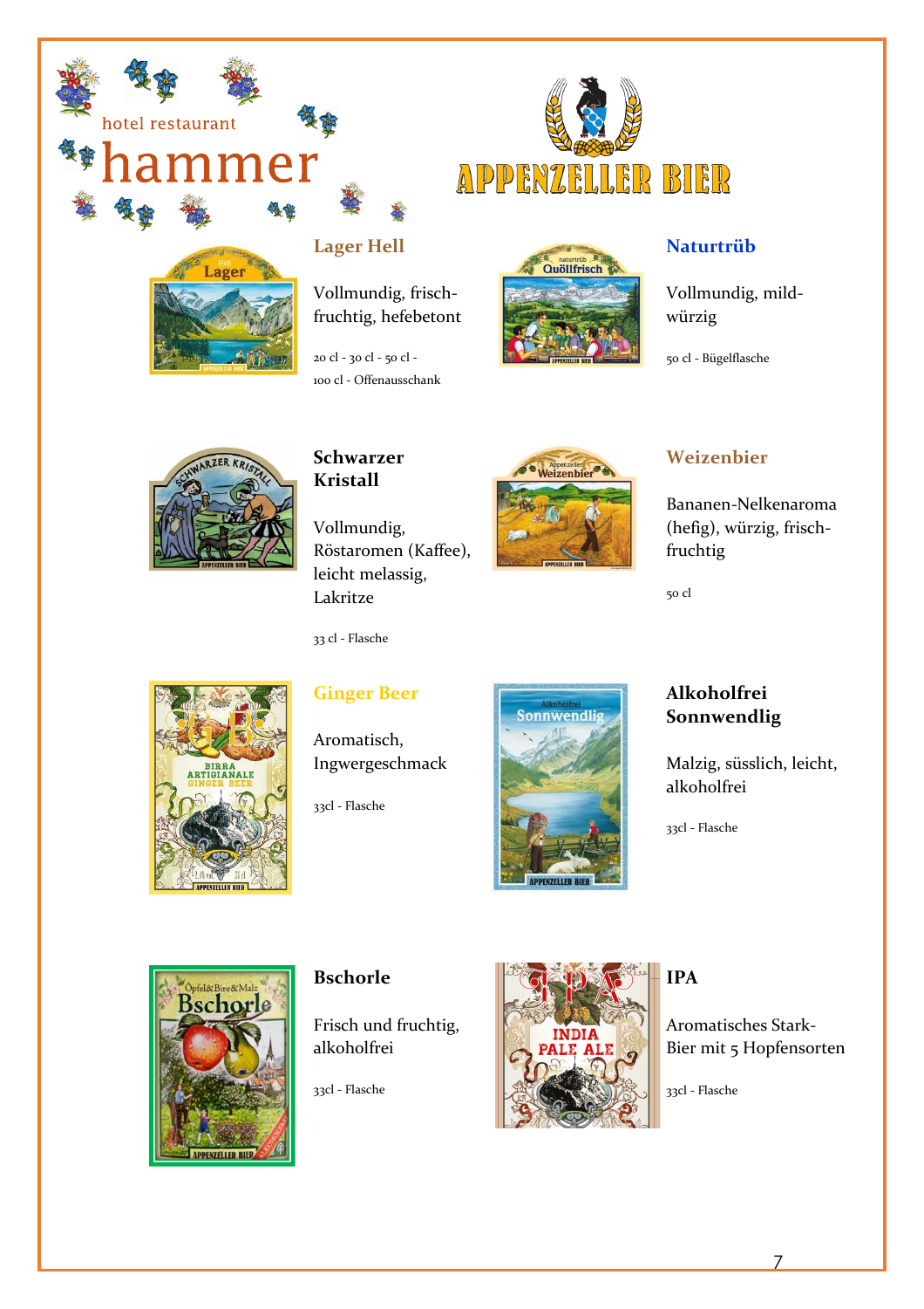hotel restaurant

# hammer

APPENZELLER BIER

## Lager Hell

Vollmundig, frisch-fruchtig, hefebetont

20 cl - 30 cl - 50 cl - 100 cl - Offenausschank

## Naturtrüb

Vollmundig, mild-würzig

50 cl - Bügelflasche

## Schwarzer Kristall

Vollmundig, Röstaromen (Kaffee), leicht melassig, Lakritze

33 cl - Flasche

## Weizenbier

Bananen-Nelkenaroma (hefig), würzig, frisch-fruchtig

50 cl

## Ginger Beer

Aromatisch, Ingwergeschmack

33cl - Flasche

## Alkoholfrei Sonnwendlig

Malzig, süsslich, leicht, alkoholfrei

33cl - Flasche

## Bschorle

Frisch und fruchtig, alkoholfrei

33cl - Flasche

## IPA

Aromatisches Stark-Bier mit 5 Hopfensorten

33cl - Flasche